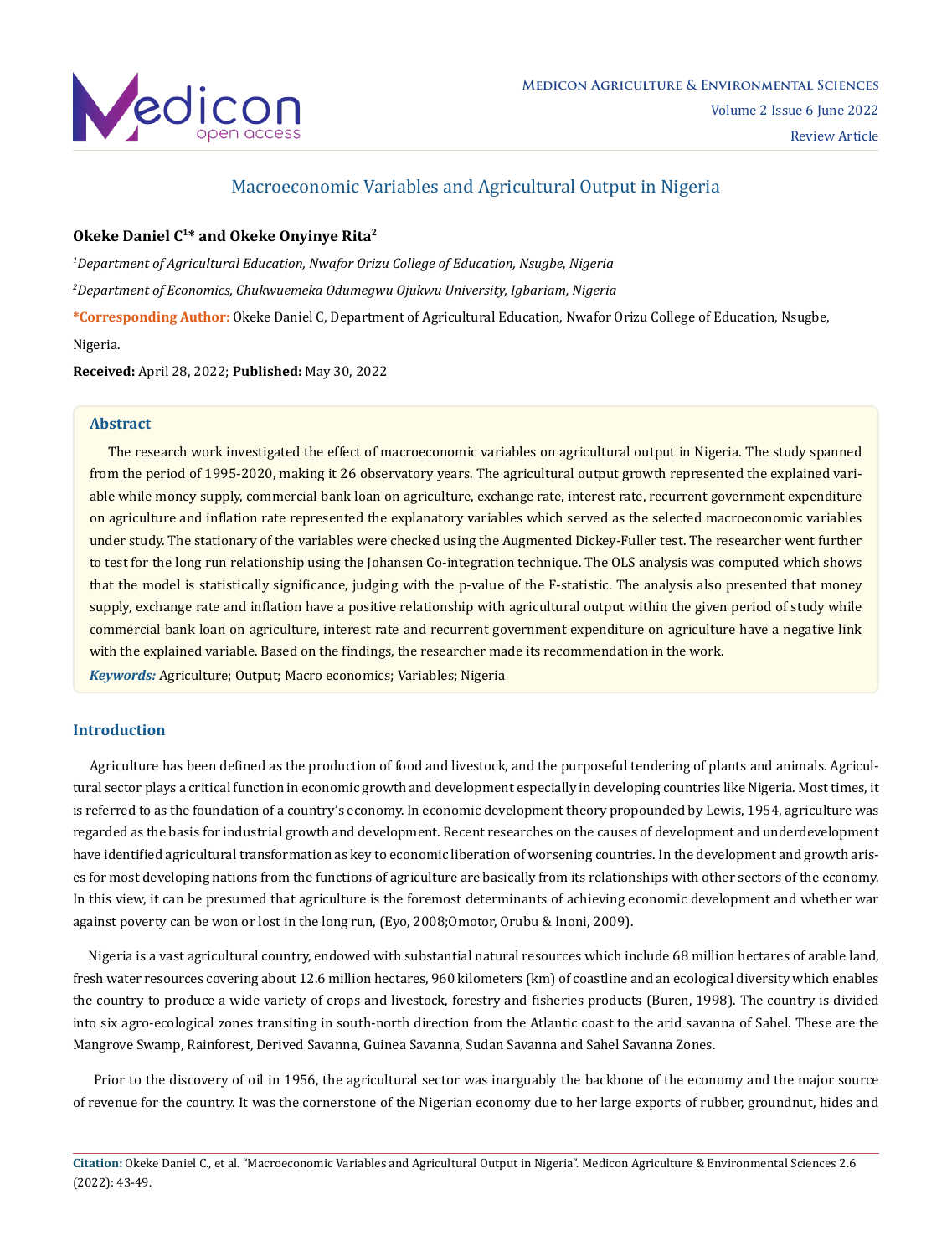# Macroeconomic Variables and Agricultural Output in Nigeria

**Okeke Daniel C[1]* and Okeke Onyinye Rita[2]**

*[1]Department of Agricultural Education, Nwafor Orizu College of Education, Nsugbe, Nigeria*

*[2]Department of Economics, Chukwuemeka Odumegwu Ojukwu University, Igbariam, Nigeria*

**\*Corresponding Author:** Okeke Daniel C, Department of Agricultural Education, Nwafor Orizu College of Education, Nsugbe, Nigeria.

**Received:** April 28, 2022; **Published:** May 30, 2022

## Abstract

The research work investigated the effect of macroeconomic variables on agricultural output in Nigeria. The study spanned from the period of 1995-2020, making it 26 observatory years. The agricultural output growth represented the explained variable while money supply, commercial bank loan on agriculture, exchange rate, interest rate, recurrent government expenditure on agriculture and inflation rate represented the explanatory variables which served as the selected macroeconomic variables under study. The stationary of the variables were checked using the Augmented Dickey-Fuller test. The researcher went further to test for the long run relationship using the Johansen Co-integration technique. The OLS analysis was computed which shows that the model is statistically significance, judging with the p-value of the F-statistic. The analysis also presented that money supply, exchange rate and inflation have a positive relationship with agricultural output within the given period of study while commercial bank loan on agriculture, interest rate and recurrent government expenditure on agriculture have a negative link with the explained variable. Based on the findings, the researcher made its recommendation in the work.

***Keywords:*** Agriculture; Output; Macro economics; Variables; Nigeria

## Introduction

Agriculture has been defined as the production of food and livestock, and the purposeful tendering of plants and animals. Agricultural sector plays a critical function in economic growth and development especially in developing countries like Nigeria. Most times, it is referred to as the foundation of a country's economy. In economic development theory propounded by Lewis, 1954, agriculture was regarded as the basis for industrial growth and development. Recent researches on the causes of development and underdevelopment have identified agricultural transformation as key to economic liberation of worsening countries. In the development and growth arises for most developing nations from the functions of agriculture are basically from its relationships with other sectors of the economy. In this view, it can be presumed that agriculture is the foremost determinants of achieving economic development and whether war against poverty can be won or lost in the long run, (Eyo, 2008;Omotor, Orubu & Inoni, 2009).

Nigeria is a vast agricultural country, endowed with substantial natural resources which include 68 million hectares of arable land, fresh water resources covering about 12.6 million hectares, 960 kilometers (km) of coastline and an ecological diversity which enables the country to produce a wide variety of crops and livestock, forestry and fisheries products (Buren, 1998). The country is divided into six agro-ecological zones transiting in south-north direction from the Atlantic coast to the arid savanna of Sahel. These are the Mangrove Swamp, Rainforest, Derived Savanna, Guinea Savanna, Sudan Savanna and Sahel Savanna Zones.

Prior to the discovery of oil in 1956, the agricultural sector was inarguably the backbone of the economy and the major source of revenue for the country. It was the cornerstone of the Nigerian economy due to her large exports of rubber, groundnut, hides and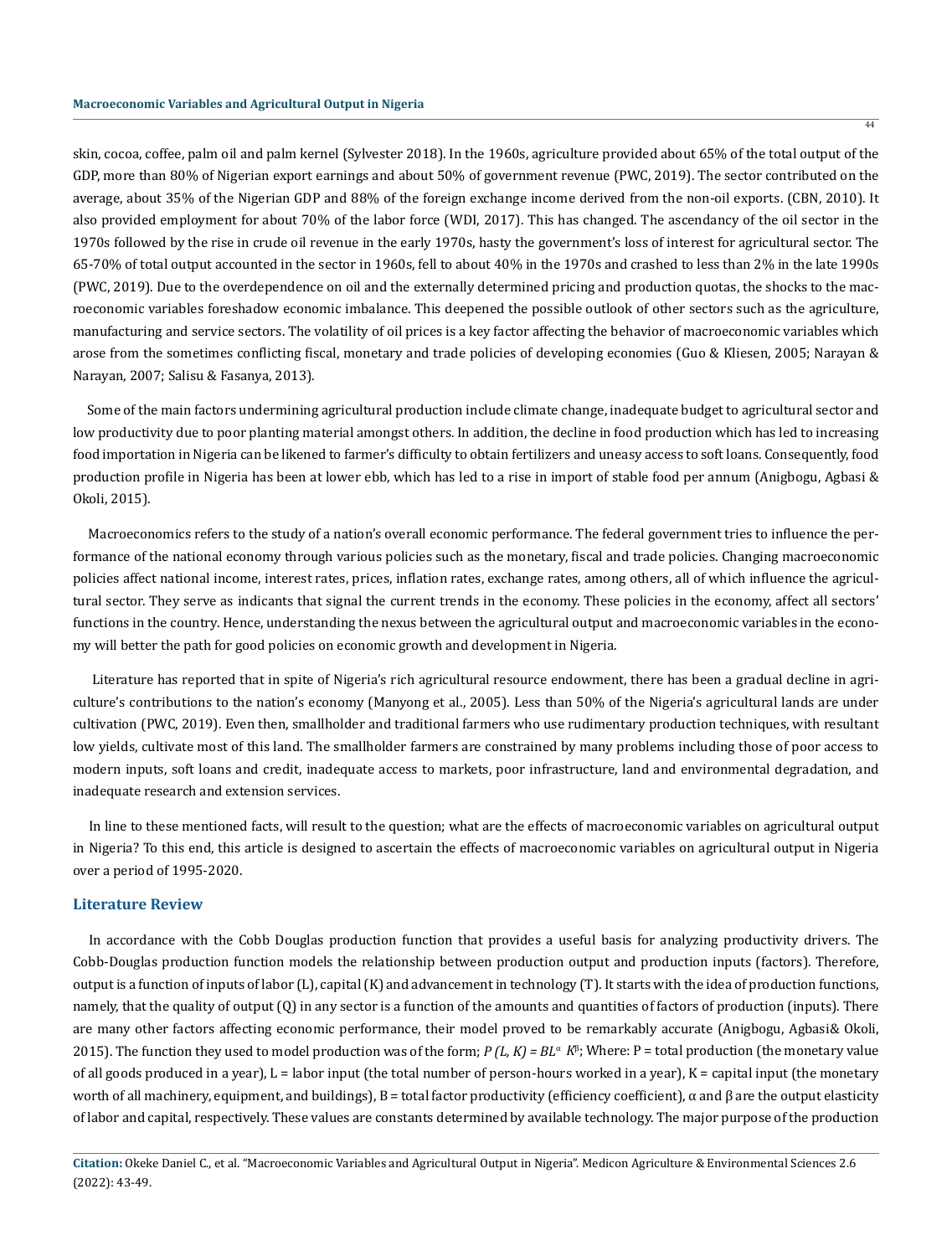skin, cocoa, coffee, palm oil and palm kernel (Sylvester 2018). In the 1960s, agriculture provided about 65% of the total output of the GDP, more than 80% of Nigerian export earnings and about 50% of government revenue (PWC, 2019). The sector contributed on the average, about 35% of the Nigerian GDP and 88% of the foreign exchange income derived from the non-oil exports. (CBN, 2010). It also provided employment for about 70% of the labor force (WDI, 2017). This has changed. The ascendancy of the oil sector in the 1970s followed by the rise in crude oil revenue in the early 1970s, hasty the government's loss of interest for agricultural sector. The 65-70% of total output accounted in the sector in 1960s, fell to about 40% in the 1970s and crashed to less than 2% in the late 1990s (PWC, 2019). Due to the overdependence on oil and the externally determined pricing and production quotas, the shocks to the macroeconomic variables foreshadow economic imbalance. This deepened the possible outlook of other sectors such as the agriculture, manufacturing and service sectors. The volatility of oil prices is a key factor affecting the behavior of macroeconomic variables which arose from the sometimes conflicting fiscal, monetary and trade policies of developing economies (Guo & Kliesen, 2005; Narayan & Narayan, 2007; Salisu & Fasanya, 2013).

Some of the main factors undermining agricultural production include climate change, inadequate budget to agricultural sector and low productivity due to poor planting material amongst others. In addition, the decline in food production which has led to increasing food importation in Nigeria can be likened to farmer's difficulty to obtain fertilizers and uneasy access to soft loans. Consequently, food production profile in Nigeria has been at lower ebb, which has led to a rise in import of stable food per annum (Anigbogu, Agbasi & Okoli, 2015).

Macroeconomics refers to the study of a nation's overall economic performance. The federal government tries to influence the performance of the national economy through various policies such as the monetary, fiscal and trade policies. Changing macroeconomic policies affect national income, interest rates, prices, inflation rates, exchange rates, among others, all of which influence the agricultural sector. They serve as indicants that signal the current trends in the economy. These policies in the economy, affect all sectors' functions in the country. Hence, understanding the nexus between the agricultural output and macroeconomic variables in the economy will better the path for good policies on economic growth and development in Nigeria.

Literature has reported that in spite of Nigeria's rich agricultural resource endowment, there has been a gradual decline in agriculture's contributions to the nation's economy (Manyong et al., 2005). Less than 50% of the Nigeria's agricultural lands are under cultivation (PWC, 2019). Even then, smallholder and traditional farmers who use rudimentary production techniques, with resultant low yields, cultivate most of this land. The smallholder farmers are constrained by many problems including those of poor access to modern inputs, soft loans and credit, inadequate access to markets, poor infrastructure, land and environmental degradation, and inadequate research and extension services.

In line to these mentioned facts, will result to the question; what are the effects of macroeconomic variables on agricultural output in Nigeria? To this end, this article is designed to ascertain the effects of macroeconomic variables on agricultural output in Nigeria over a period of 1995-2020.

## Literature Review

In accordance with the Cobb Douglas production function that provides a useful basis for analyzing productivity drivers. The Cobb-Douglas production function models the relationship between production output and production inputs (factors). Therefore, output is a function of inputs of labor (L), capital (K) and advancement in technology (T). It starts with the idea of production functions, namely, that the quality of output (Q) in any sector is a function of the amounts and quantities of factors of production (inputs). There are many other factors affecting economic performance, their model proved to be remarkably accurate (Anigbogu, Agbasi& Okoli, 2015). The function they used to model production was of the form; $P(L, K) = BL^{\alpha} K^{\beta}$; Where: P = total production (the monetary value of all goods produced in a year), L = labor input (the total number of person-hours worked in a year), K = capital input (the monetary worth of all machinery, equipment, and buildings), B = total factor productivity (efficiency coefficient), α and β are the output elasticity of labor and capital, respectively. These values are constants determined by available technology. The major purpose of the production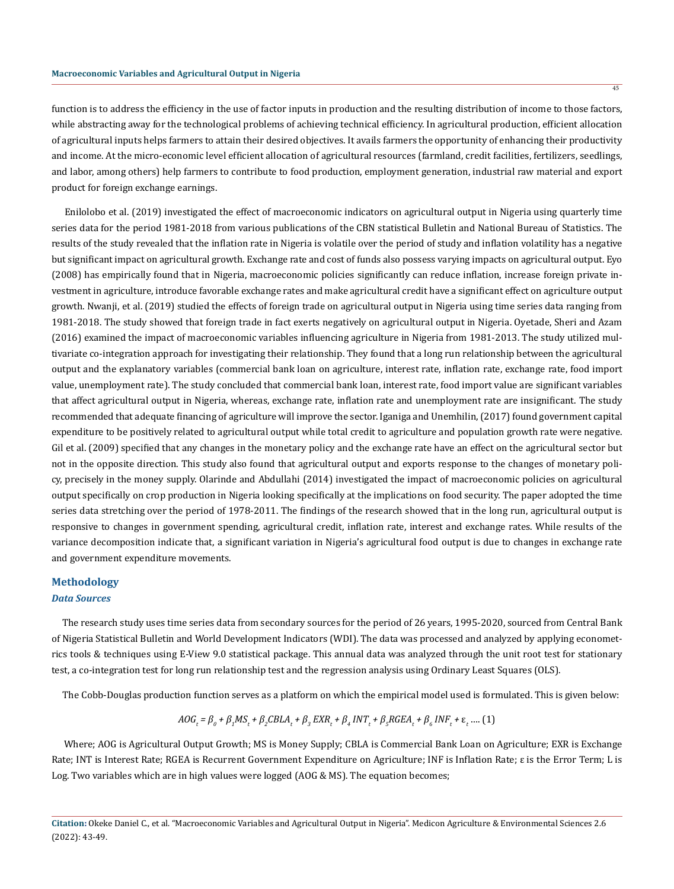function is to address the efficiency in the use of factor inputs in production and the resulting distribution of income to those factors, while abstracting away for the technological problems of achieving technical efficiency. In agricultural production, efficient allocation of agricultural inputs helps farmers to attain their desired objectives. It avails farmers the opportunity of enhancing their productivity and income. At the micro-economic level efficient allocation of agricultural resources (farmland, credit facilities, fertilizers, seedlings, and labor, among others) help farmers to contribute to food production, employment generation, industrial raw material and export product for foreign exchange earnings.

Enilolobo et al. (2019) investigated the effect of macroeconomic indicators on agricultural output in Nigeria using quarterly time series data for the period 1981-2018 from various publications of the CBN statistical Bulletin and National Bureau of Statistics. The results of the study revealed that the inflation rate in Nigeria is volatile over the period of study and inflation volatility has a negative but significant impact on agricultural growth. Exchange rate and cost of funds also possess varying impacts on agricultural output. Eyo (2008) has empirically found that in Nigeria, macroeconomic policies significantly can reduce inflation, increase foreign private investment in agriculture, introduce favorable exchange rates and make agricultural credit have a significant effect on agriculture output growth. Nwanji, et al. (2019) studied the effects of foreign trade on agricultural output in Nigeria using time series data ranging from 1981-2018. The study showed that foreign trade in fact exerts negatively on agricultural output in Nigeria. Oyetade, Sheri and Azam (2016) examined the impact of macroeconomic variables influencing agriculture in Nigeria from 1981-2013. The study utilized multivariate co-integration approach for investigating their relationship. They found that a long run relationship between the agricultural output and the explanatory variables (commercial bank loan on agriculture, interest rate, inflation rate, exchange rate, food import value, unemployment rate). The study concluded that commercial bank loan, interest rate, food import value are significant variables that affect agricultural output in Nigeria, whereas, exchange rate, inflation rate and unemployment rate are insignificant. The study recommended that adequate financing of agriculture will improve the sector. Iganiga and Unemhilin, (2017) found government capital expenditure to be positively related to agricultural output while total credit to agriculture and population growth rate were negative. Gil et al. (2009) specified that any changes in the monetary policy and the exchange rate have an effect on the agricultural sector but not in the opposite direction. This study also found that agricultural output and exports response to the changes of monetary policy, precisely in the money supply. Olarinde and Abdullahi (2014) investigated the impact of macroeconomic policies on agricultural output specifically on crop production in Nigeria looking specifically at the implications on food security. The paper adopted the time series data stretching over the period of 1978-2011. The findings of the research showed that in the long run, agricultural output is responsive to changes in government spending, agricultural credit, inflation rate, interest and exchange rates. While results of the variance decomposition indicate that, a significant variation in Nigeria's agricultural food output is due to changes in exchange rate and government expenditure movements.

## Methodology

### *Data Sources*

The research study uses time series data from secondary sources for the period of 26 years, 1995-2020, sourced from Central Bank of Nigeria Statistical Bulletin and World Development Indicators (WDI). The data was processed and analyzed by applying econometrics tools & techniques using E-View 9.0 statistical package. This annual data was analyzed through the unit root test for stationary test, a co-integration test for long run relationship test and the regression analysis using Ordinary Least Squares (OLS).

The Cobb-Douglas production function serves as a platform on which the empirical model used is formulated. This is given below:

$$AOG_t = \beta_0 + \beta_1 MS_t + \beta_2 CBLA_t + \beta_3 EXR_t + \beta_4 INT_t + \beta_5 RGEA_t + \beta_6 INF_t + \varepsilon_t \text{ .... (1)}$$

Where; AOG is Agricultural Output Growth; MS is Money Supply; CBLA is Commercial Bank Loan on Agriculture; EXR is Exchange Rate; INT is Interest Rate; RGEA is Recurrent Government Expenditure on Agriculture; INF is Inflation Rate; ε is the Error Term; L is Log. Two variables which are in high values were logged (AOG & MS). The equation becomes;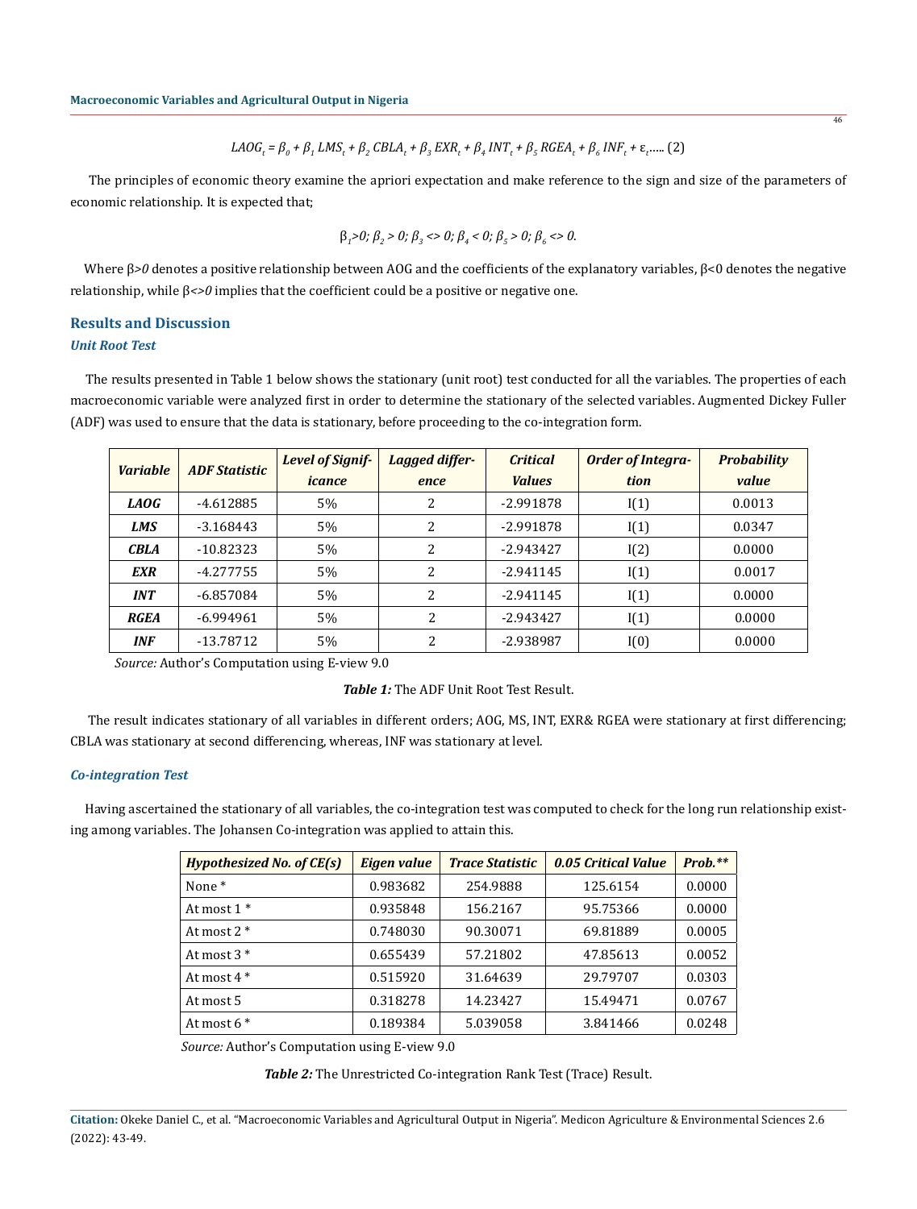$$LAOG_t = \beta_0 + \beta_1 LMS_t + \beta_2 CBLA_t + \beta_3 EXR_t + \beta_4 INT_t + \beta_5 RGEA_t + \beta_6 INF_t + \varepsilon_t \text{..... (2)}$$

The principles of economic theory examine the apriori expectation and make reference to the sign and size of the parameters of economic relationship. It is expected that;

$$\beta_1 > 0;\ \beta_2 > 0;\ \beta_3 <> 0;\ \beta_4 < 0;\ \beta_5 > 0;\ \beta_6 <> 0.$$

Where $\beta > 0$ denotes a positive relationship between AOG and the coefficients of the explanatory variables, $\beta < 0$ denotes the negative relationship, while $\beta <> 0$ implies that the coefficient could be a positive or negative one.

## Results and Discussion

### *Unit Root Test*

The results presented in Table 1 below shows the stationary (unit root) test conducted for all the variables. The properties of each macroeconomic variable were analyzed first in order to determine the stationary of the selected variables. Augmented Dickey Fuller (ADF) was used to ensure that the data is stationary, before proceeding to the co-integration form.

| *Variable* | *ADF Statistic* | *Level of Significance* | *Lagged difference* | *Critical Values* | *Order of Integration* | *Probability value* |
|---|---|---|---|---|---|---|
| ***LAOG*** | -4.612885 | 5% | 2 | -2.991878 | I(1) | 0.0013 |
| ***LMS*** | -3.168443 | 5% | 2 | -2.991878 | I(1) | 0.0347 |
| ***CBLA*** | -10.82323 | 5% | 2 | -2.943427 | I(2) | 0.0000 |
| ***EXR*** | -4.277755 | 5% | 2 | -2.941145 | I(1) | 0.0017 |
| ***INT*** | -6.857084 | 5% | 2 | -2.941145 | I(1) | 0.0000 |
| ***RGEA*** | -6.994961 | 5% | 2 | -2.943427 | I(1) | 0.0000 |
| ***INF*** | -13.78712 | 5% | 2 | -2.938987 | I(0) | 0.0000 |

*Source:* Author's Computation using E-view 9.0

***Table 1:*** The ADF Unit Root Test Result.

The result indicates stationary of all variables in different orders; AOG, MS, INT, EXR& RGEA were stationary at first differencing; CBLA was stationary at second differencing, whereas, INF was stationary at level.

### *Co-integration Test*

Having ascertained the stationary of all variables, the co-integration test was computed to check for the long run relationship existing among variables. The Johansen Co-integration was applied to attain this.

| *Hypothesized No. of CE(s)* | *Eigen value* | *Trace Statistic* | *0.05 Critical Value* | *Prob.\*\** |
|---|---|---|---|---|
| None * | 0.983682 | 254.9888 | 125.6154 | 0.0000 |
| At most 1 * | 0.935848 | 156.2167 | 95.75366 | 0.0000 |
| At most 2 * | 0.748030 | 90.30071 | 69.81889 | 0.0005 |
| At most 3 * | 0.655439 | 57.21802 | 47.85613 | 0.0052 |
| At most 4 * | 0.515920 | 31.64639 | 29.79707 | 0.0303 |
| At most 5 | 0.318278 | 14.23427 | 15.49471 | 0.0767 |
| At most 6 * | 0.189384 | 5.039058 | 3.841466 | 0.0248 |

*Source:* Author's Computation using E-view 9.0

***Table 2:*** The Unrestricted Co-integration Rank Test (Trace) Result.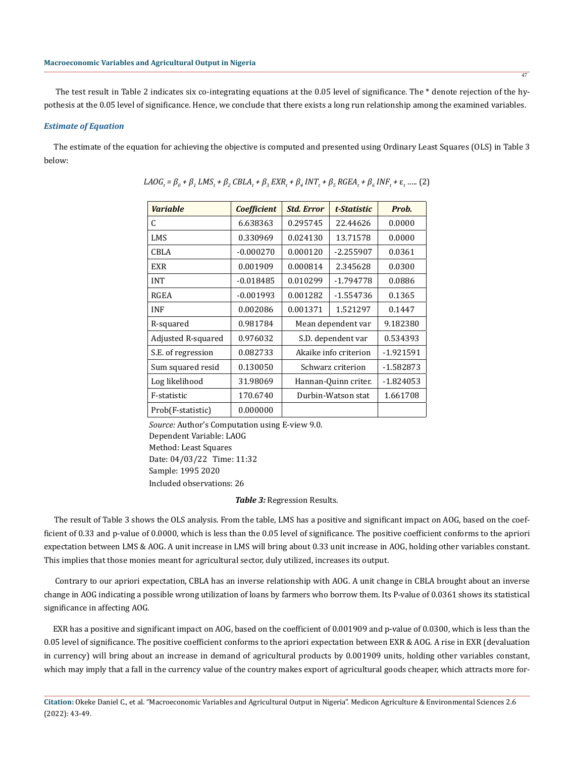The test result in Table 2 indicates six co-integrating equations at the 0.05 level of significance. The * denote rejection of the hypothesis at the 0.05 level of significance. Hence, we conclude that there exists a long run relationship among the examined variables.

### *Estimate of Equation*

The estimate of the equation for achieving the objective is computed and presented using Ordinary Least Squares (OLS) in Table 3 below:

$$LAOG_t = \beta_0 + \beta_1 LMS_t + \beta_2 CBLA_t + \beta_3 EXR_t + \beta_4 INT_t + \beta_5 RGEA_t + \beta_6 INF_t + \varepsilon_t \text{ ..... (2)}$$

| *Variable* | *Coefficient* | *Std. Error* | *t-Statistic* | *Prob.* |
|---|---|---|---|---|
| C | 6.638363 | 0.295745 | 22.44626 | 0.0000 |
| LMS | 0.330969 | 0.024130 | 13.71578 | 0.0000 |
| CBLA | -0.000270 | 0.000120 | -2.255907 | 0.0361 |
| EXR | 0.001909 | 0.000814 | 2.345628 | 0.0300 |
| INT | -0.018485 | 0.010299 | -1.794778 | 0.0886 |
| RGEA | -0.001993 | 0.001282 | -1.554736 | 0.1365 |
| INF | 0.002086 | 0.001371 | 1.521297 | 0.1447 |
| R-squared | 0.981784 | Mean dependent var | | 9.182380 |
| Adjusted R-squared | 0.976032 | S.D. dependent var | | 0.534393 |
| S.E. of regression | 0.082733 | Akaike info criterion | | -1.921591 |
| Sum squared resid | 0.130050 | Schwarz criterion | | -1.582873 |
| Log likelihood | 31.98069 | Hannan-Quinn criter. | | -1.824053 |
| F-statistic | 170.6740 | Durbin-Watson stat | | 1.661708 |
| Prob(F-statistic) | 0.000000 | | | |

*Source:* Author's Computation using E-view 9.0.
Dependent Variable: LAOG
Method: Least Squares
Date: 04/03/22 Time: 11:32
Sample: 1995 2020
Included observations: 26

***Table 3:*** Regression Results.

The result of Table 3 shows the OLS analysis. From the table, LMS has a positive and significant impact on AOG, based on the coefficient of 0.33 and p-value of 0.0000, which is less than the 0.05 level of significance. The positive coefficient conforms to the apriori expectation between LMS & AOG. A unit increase in LMS will bring about 0.33 unit increase in AOG, holding other variables constant. This implies that those monies meant for agricultural sector, duly utilized, increases its output.

Contrary to our apriori expectation, CBLA has an inverse relationship with AOG. A unit change in CBLA brought about an inverse change in AOG indicating a possible wrong utilization of loans by farmers who borrow them. Its P-value of 0.0361 shows its statistical significance in affecting AOG.

EXR has a positive and significant impact on AOG, based on the coefficient of 0.001909 and p-value of 0.0300, which is less than the 0.05 level of significance. The positive coefficient conforms to the apriori expectation between EXR & AOG. A rise in EXR (devaluation in currency) will bring about an increase in demand of agricultural products by 0.001909 units, holding other variables constant, which may imply that a fall in the currency value of the country makes export of agricultural goods cheaper, which attracts more for-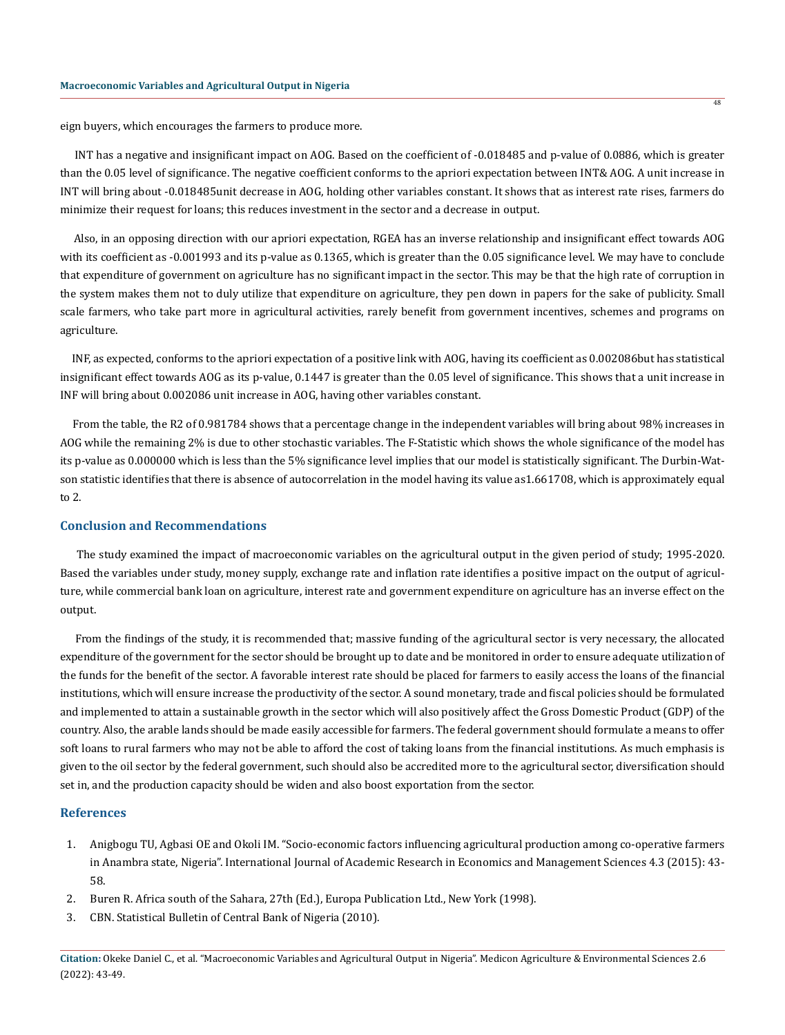eign buyers, which encourages the farmers to produce more.

INT has a negative and insignificant impact on AOG. Based on the coefficient of -0.018485 and p-value of 0.0886, which is greater than the 0.05 level of significance. The negative coefficient conforms to the apriori expectation between INT& AOG. A unit increase in INT will bring about -0.018485unit decrease in AOG, holding other variables constant. It shows that as interest rate rises, farmers do minimize their request for loans; this reduces investment in the sector and a decrease in output.

Also, in an opposing direction with our apriori expectation, RGEA has an inverse relationship and insignificant effect towards AOG with its coefficient as -0.001993 and its p-value as 0.1365, which is greater than the 0.05 significance level. We may have to conclude that expenditure of government on agriculture has no significant impact in the sector. This may be that the high rate of corruption in the system makes them not to duly utilize that expenditure on agriculture, they pen down in papers for the sake of publicity. Small scale farmers, who take part more in agricultural activities, rarely benefit from government incentives, schemes and programs on agriculture.

INF, as expected, conforms to the apriori expectation of a positive link with AOG, having its coefficient as 0.002086but has statistical insignificant effect towards AOG as its p-value, 0.1447 is greater than the 0.05 level of significance. This shows that a unit increase in INF will bring about 0.002086 unit increase in AOG, having other variables constant.

From the table, the R2 of 0.981784 shows that a percentage change in the independent variables will bring about 98% increases in AOG while the remaining 2% is due to other stochastic variables. The F-Statistic which shows the whole significance of the model has its p-value as 0.000000 which is less than the 5% significance level implies that our model is statistically significant. The Durbin-Watson statistic identifies that there is absence of autocorrelation in the model having its value as1.661708, which is approximately equal to 2.

## Conclusion and Recommendations

The study examined the impact of macroeconomic variables on the agricultural output in the given period of study; 1995-2020. Based the variables under study, money supply, exchange rate and inflation rate identifies a positive impact on the output of agriculture, while commercial bank loan on agriculture, interest rate and government expenditure on agriculture has an inverse effect on the output.

From the findings of the study, it is recommended that; massive funding of the agricultural sector is very necessary, the allocated expenditure of the government for the sector should be brought up to date and be monitored in order to ensure adequate utilization of the funds for the benefit of the sector. A favorable interest rate should be placed for farmers to easily access the loans of the financial institutions, which will ensure increase the productivity of the sector. A sound monetary, trade and fiscal policies should be formulated and implemented to attain a sustainable growth in the sector which will also positively affect the Gross Domestic Product (GDP) of the country. Also, the arable lands should be made easily accessible for farmers. The federal government should formulate a means to offer soft loans to rural farmers who may not be able to afford the cost of taking loans from the financial institutions. As much emphasis is given to the oil sector by the federal government, such should also be accredited more to the agricultural sector, diversification should set in, and the production capacity should be widen and also boost exportation from the sector.

## References

1. Anigbogu TU, Agbasi OE and Okoli IM. "Socio-economic factors influencing agricultural production among co-operative farmers in Anambra state, Nigeria". International Journal of Academic Research in Economics and Management Sciences 4.3 (2015): 43-58.
2. Buren R. Africa south of the Sahara, 27th (Ed.), Europa Publication Ltd., New York (1998).
3. CBN. Statistical Bulletin of Central Bank of Nigeria (2010).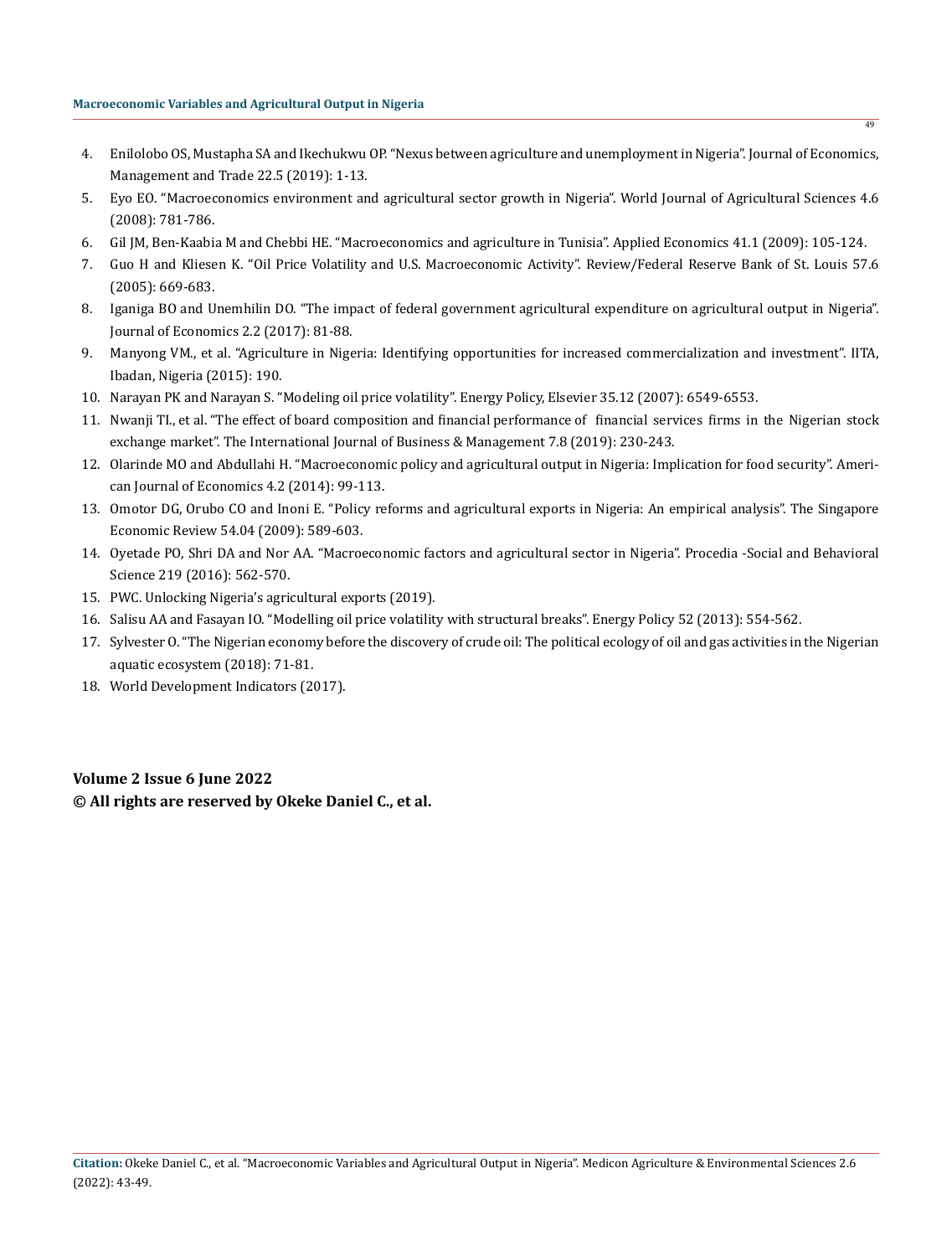4. Enilolobo OS, Mustapha SA and Ikechukwu OP. "Nexus between agriculture and unemployment in Nigeria". Journal of Economics, Management and Trade 22.5 (2019): 1-13.
5. Eyo EO. "Macroeconomics environment and agricultural sector growth in Nigeria". World Journal of Agricultural Sciences 4.6 (2008): 781-786.
6. Gil JM, Ben-Kaabia M and Chebbi HE. "Macroeconomics and agriculture in Tunisia". Applied Economics 41.1 (2009): 105-124.
7. Guo H and Kliesen K. "Oil Price Volatility and U.S. Macroeconomic Activity". Review/Federal Reserve Bank of St. Louis 57.6 (2005): 669-683.
8. Iganiga BO and Unemhilin DO. "The impact of federal government agricultural expenditure on agricultural output in Nigeria". Journal of Economics 2.2 (2017): 81-88.
9. Manyong VM., et al. "Agriculture in Nigeria: Identifying opportunities for increased commercialization and investment". IITA, Ibadan, Nigeria (2015): 190.
10. Narayan PK and Narayan S. "Modeling oil price volatility". Energy Policy, Elsevier 35.12 (2007): 6549-6553.
11. Nwanji TI., et al. "The effect of board composition and financial performance of financial services firms in the Nigerian stock exchange market". The International Journal of Business & Management 7.8 (2019): 230-243.
12. Olarinde MO and Abdullahi H. "Macroeconomic policy and agricultural output in Nigeria: Implication for food security". American Journal of Economics 4.2 (2014): 99-113.
13. Omotor DG, Orubo CO and Inoni E. "Policy reforms and agricultural exports in Nigeria: An empirical analysis". The Singapore Economic Review 54.04 (2009): 589-603.
14. Oyetade PO, Shri DA and Nor AA. "Macroeconomic factors and agricultural sector in Nigeria". Procedia -Social and Behavioral Science 219 (2016): 562-570.
15. PWC. Unlocking Nigeria's agricultural exports (2019).
16. Salisu AA and Fasayan IO. "Modelling oil price volatility with structural breaks". Energy Policy 52 (2013): 554-562.
17. Sylvester O. "The Nigerian economy before the discovery of crude oil: The political ecology of oil and gas activities in the Nigerian aquatic ecosystem (2018): 71-81.
18. World Development Indicators (2017).

**Volume 2 Issue 6 June 2022**
**© All rights are reserved by Okeke Daniel C., et al.**